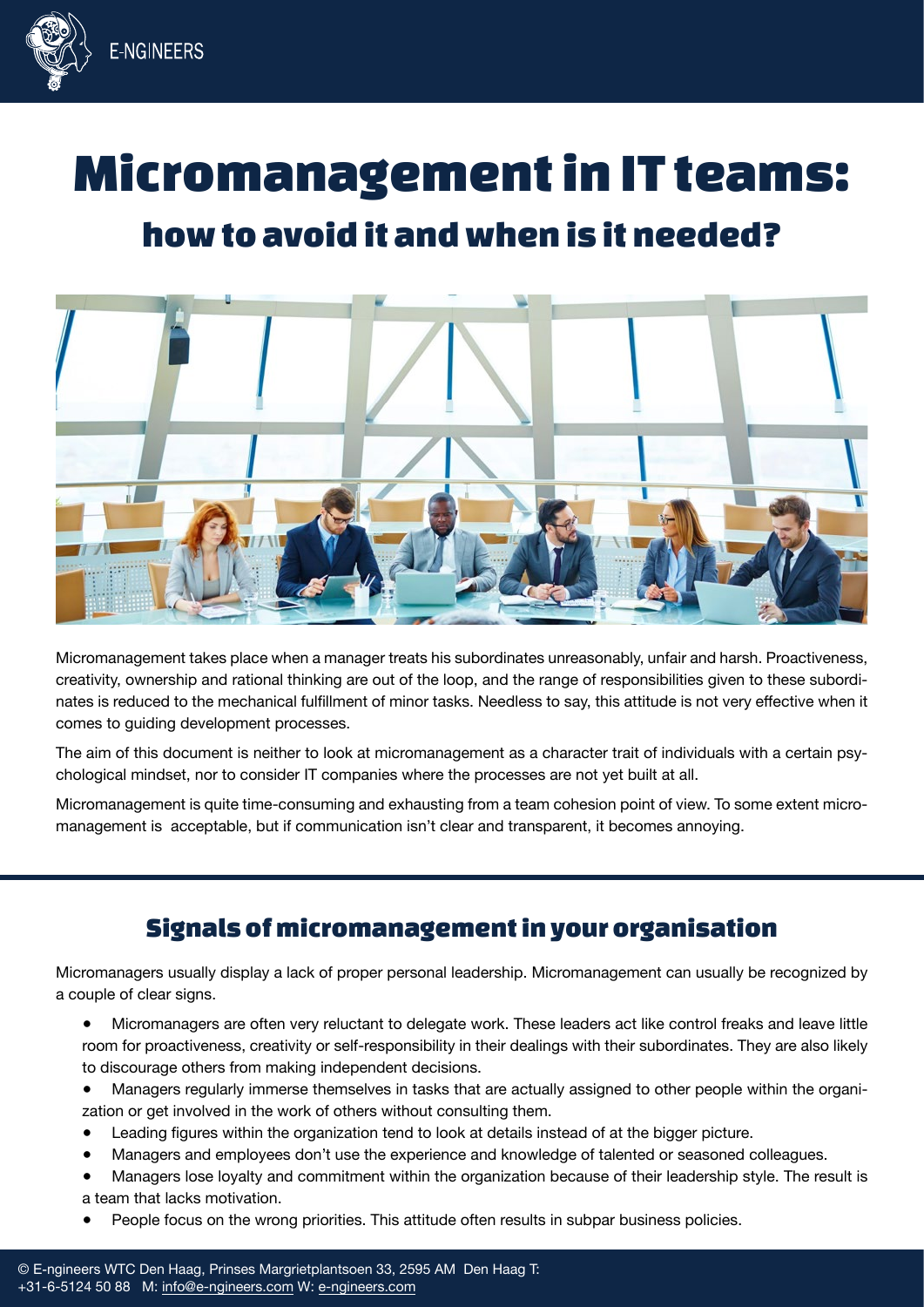# Micromanagement in IT teams:

## how to avoid it and when is it needed?

Micromanagement takes place when a manager treats his subordinates unreasonably, unfair and harsh. Proactiveness, creativity, ownership and rational thinking are out of the loop, and the range of responsibilities given to these subordinates is reduced to the mechanical fulfillment of minor tasks. Needless to say, this attitude is not very effective when it comes to guiding development processes.

The aim of this document is neither to look at micromanagement as a character trait of individuals with a certain psychological mindset, nor to consider IT companies where the processes are not yet built at all.

Micromanagement is quite time-consuming and exhausting from a team cohesion point of view. To some extent micromanagement is acceptable, but if communication isn't clear and transparent, it becomes annoying.

## Signals of micromanagement in your organisation

Micromanagers usually display a lack of proper personal leadership. Micromanagement can usually be recognized by a couple of clear signs.

- Micromanagers are often very reluctant to delegate work. These leaders act like control freaks and leave little room for proactiveness, creativity or self-responsibility in their dealings with their subordinates. They are also likely to discourage others from making independent decisions.
- Managers regularly immerse themselves in tasks that are actually assigned to other people within the organization or get involved in the work of others without consulting them.
- Leading figures within the organization tend to look at details instead of at the bigger picture.
- Managers and employees don't use the experience and knowledge of talented or seasoned colleagues.
- Managers lose loyalty and commitment within the organization because of their leadership style. The result is a team that lacks motivation.
- People focus on the wrong priorities. This attitude often results in subpar business policies.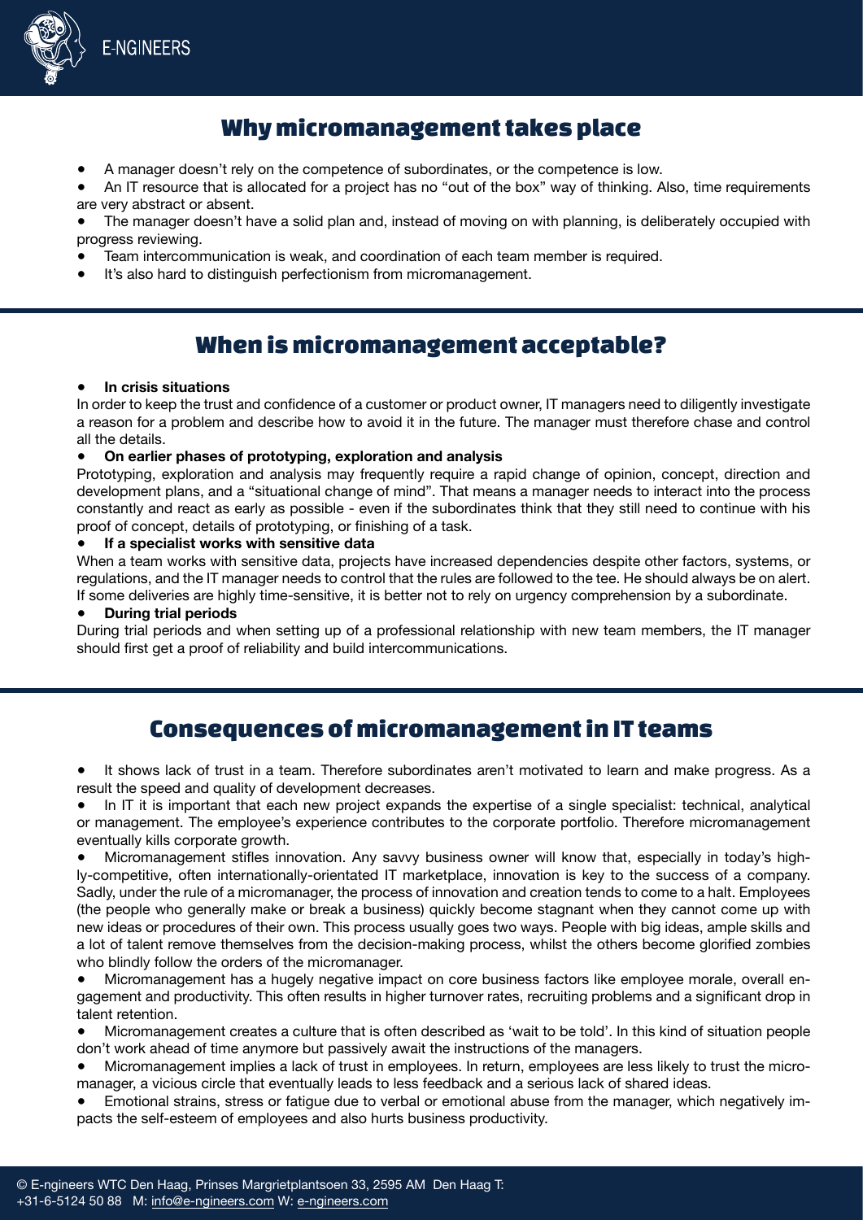## Why micromanagement takes place

- A manager doesn't rely on the competence of subordinates, or the competence is low.
- An IT resource that is allocated for a project has no "out of the box" way of thinking. Also, time requirements are very abstract or absent.
- The manager doesn't have a solid plan and, instead of moving on with planning, is deliberately occupied with progress reviewing.
- Team intercommunication is weak, and coordination of each team member is required.
- It's also hard to distinguish perfectionism from micromanagement.

## When is micromanagement acceptable?

- **In crisis situations**

In order to keep the trust and confidence of a customer or product owner, IT managers need to diligently investigate a reason for a problem and describe how to avoid it in the future. The manager must therefore chase and control all the details.

- **On earlier phases of prototyping, exploration and analysis**

Prototyping, exploration and analysis may frequently require a rapid change of opinion, concept, direction and development plans, and a "situational change of mind". That means a manager needs to interact into the process constantly and react as early as possible - even if the subordinates think that they still need to continue with his proof of concept, details of prototyping, or finishing of a task.

- **If a specialist works with sensitive data**

When a team works with sensitive data, projects have increased dependencies despite other factors, systems, or regulations, and the IT manager needs to control that the rules are followed to the tee. He should always be on alert. If some deliveries are highly time-sensitive, it is better not to rely on urgency comprehension by a subordinate.

- **During trial periods**

During trial periods and when setting up of a professional relationship with new team members, the IT manager should first get a proof of reliability and build intercommunications.

## Consequences of micromanagement in IT teams

- It shows lack of trust in a team. Therefore subordinates aren't motivated to learn and make progress. As a result the speed and quality of development decreases.
- In IT it is important that each new project expands the expertise of a single specialist: technical, analytical or management. The employee's experience contributes to the corporate portfolio. Therefore micromanagement eventually kills corporate growth.
- Micromanagement stifles innovation. Any savvy business owner will know that, especially in today's highly-competitive, often internationally-orientated IT marketplace, innovation is key to the success of a company. Sadly, under the rule of a micromanager, the process of innovation and creation tends to come to a halt. Employees (the people who generally make or break a business) quickly become stagnant when they cannot come up with new ideas or procedures of their own. This process usually goes two ways. People with big ideas, ample skills and a lot of talent remove themselves from the decision-making process, whilst the others become glorified zombies who blindly follow the orders of the micromanager.
- Micromanagement has a hugely negative impact on core business factors like employee morale, overall engagement and productivity. This often results in higher turnover rates, recruiting problems and a significant drop in talent retention.
- Micromanagement creates a culture that is often described as 'wait to be told'. In this kind of situation people don't work ahead of time anymore but passively await the instructions of the managers.
- Micromanagement implies a lack of trust in employees. In return, employees are less likely to trust the micromanager, a vicious circle that eventually leads to less feedback and a serious lack of shared ideas.
- Emotional strains, stress or fatigue due to verbal or emotional abuse from the manager, which negatively impacts the self-esteem of employees and also hurts business productivity.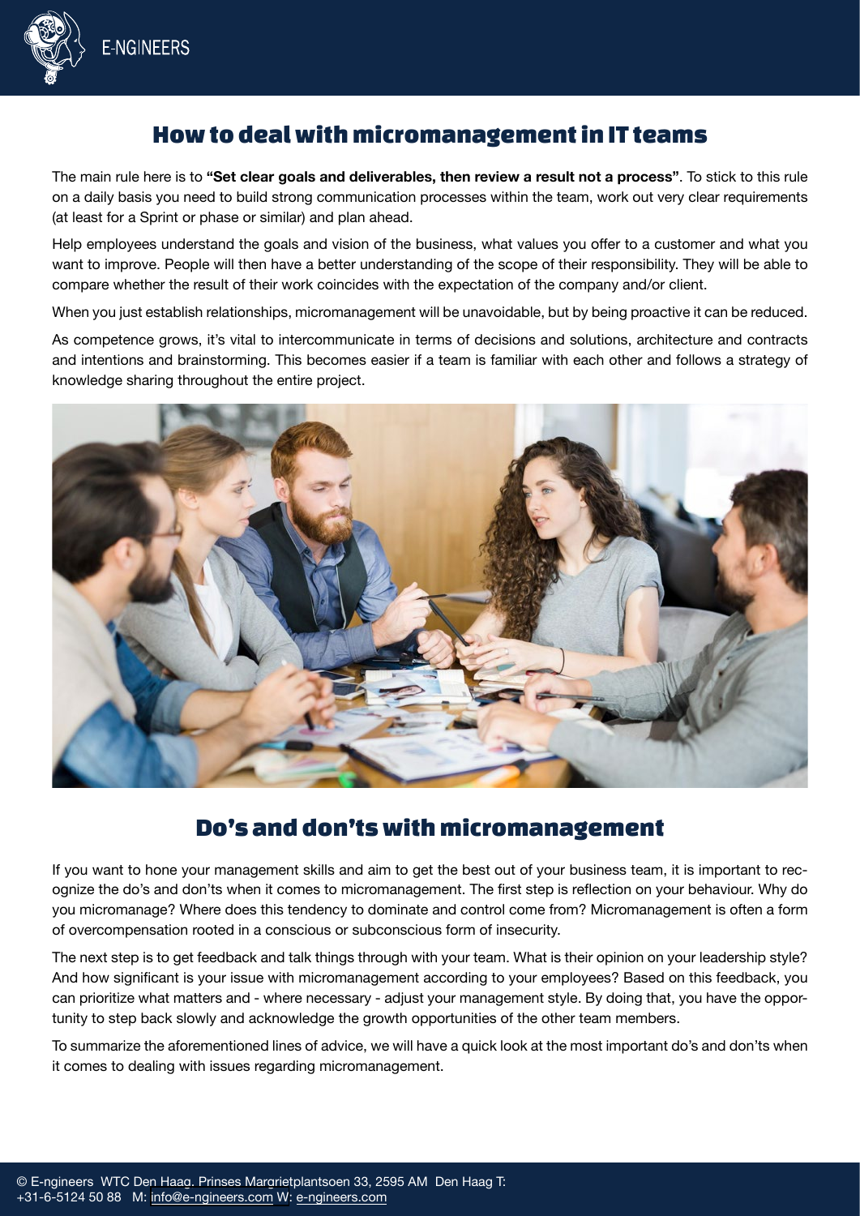# How to deal with micromanagement in IT teams

The main rule here is to **"Set clear goals and deliverables, then review a result not a process"**. To stick to this rule on a daily basis you need to build strong communication processes within the team, work out very clear requirements (at least for a Sprint or phase or similar) and plan ahead.

Help employees understand the goals and vision of the business, what values you offer to a customer and what you want to improve. People will then have a better understanding of the scope of their responsibility. They will be able to compare whether the result of their work coincides with the expectation of the company and/or client.

When you just establish relationships, micromanagement will be unavoidable, but by being proactive it can be reduced.

As competence grows, it's vital to intercommunicate in terms of decisions and solutions, architecture and contracts and intentions and brainstorming. This becomes easier if a team is familiar with each other and follows a strategy of knowledge sharing throughout the entire project.

# Do's and don'ts with micromanagement

If you want to hone your management skills and aim to get the best out of your business team, it is important to recognize the do's and don'ts when it comes to micromanagement. The first step is reflection on your behaviour. Why do you micromanage? Where does this tendency to dominate and control come from? Micromanagement is often a form of overcompensation rooted in a conscious or subconscious form of insecurity.

The next step is to get feedback and talk things through with your team. What is their opinion on your leadership style? And how significant is your issue with micromanagement according to your employees? Based on this feedback, you can prioritize what matters and - where necessary - adjust your management style. By doing that, you have the opportunity to step back slowly and acknowledge the growth opportunities of the other team members.

To summarize the aforementioned lines of advice, we will have a quick look at the most important do's and don'ts when it comes to dealing with issues regarding micromanagement.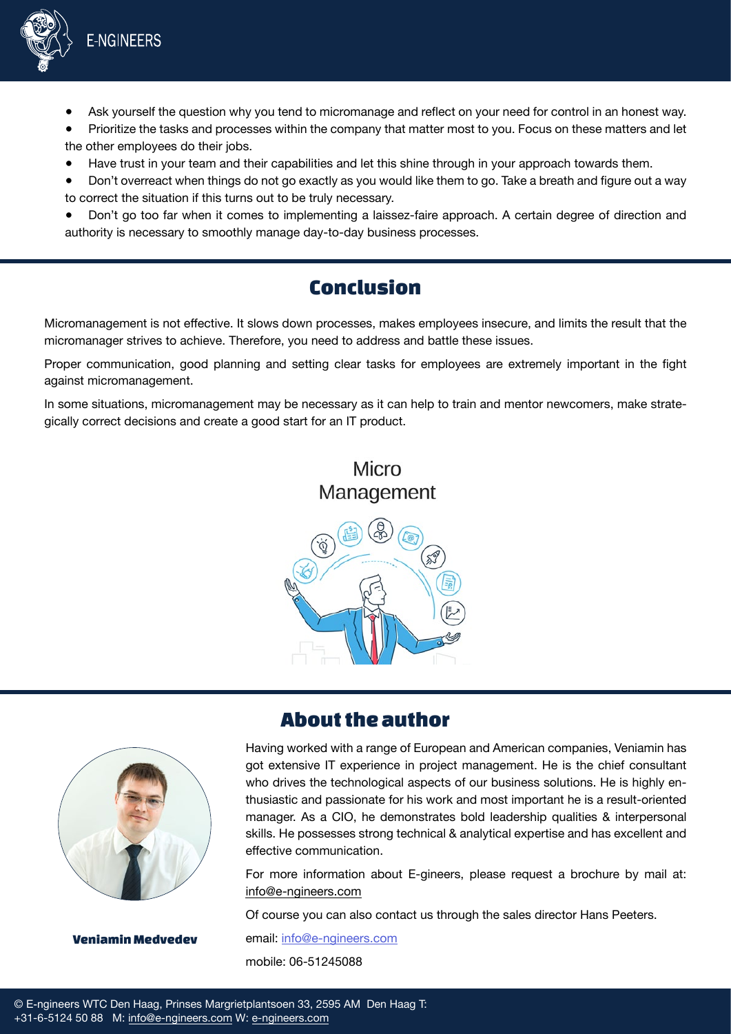- Ask yourself the question why you tend to micromanage and reflect on your need for control in an honest way.
- Prioritize the tasks and processes within the company that matter most to you. Focus on these matters and let the other employees do their jobs.
- Have trust in your team and their capabilities and let this shine through in your approach towards them.
- Don't overreact when things do not go exactly as you would like them to go. Take a breath and figure out a way to correct the situation if this turns out to be truly necessary.
- Don't go too far when it comes to implementing a laissez-faire approach. A certain degree of direction and authority is necessary to smoothly manage day-to-day business processes.

## Conclusion

Micromanagement is not effective. It slows down processes, makes employees insecure, and limits the result that the micromanager strives to achieve. Therefore, you need to address and battle these issues.

Proper communication, good planning and setting clear tasks for employees are extremely important in the fight against micromanagement.

In some situations, micromanagement may be necessary as it can help to train and mentor newcomers, make strategically correct decisions and create a good start for an IT product.

Micro Management

## About the author

Having worked with a range of European and American companies, Veniamin has got extensive IT experience in project management. He is the chief consultant who drives the technological aspects of our business solutions. He is highly enthusiastic and passionate for his work and most important he is a result-oriented manager. As a CIO, he demonstrates bold leadership qualities & interpersonal skills. He possesses strong technical & analytical expertise and has excellent and effective communication.

For more information about E-gineers, please request a brochure by mail at: info@e-ngineers.com

Of course you can also contact us through the sales director Hans Peeters.

email: info@e-ngineers.com

mobile: 06-51245088

**Veniamin Medvedev**